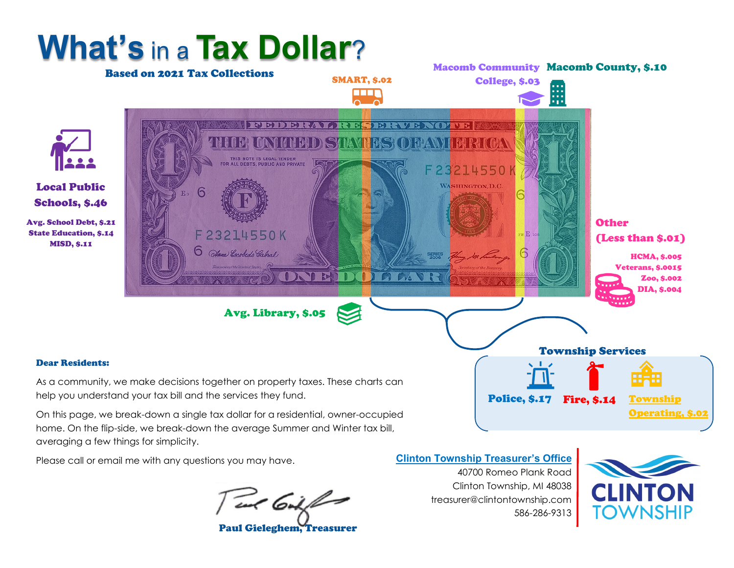# What's in a Tax Dollar?

**Based on 2021 Tax Collections**

**Local Public Schools, $.46**

- Avg. School Debt, $.21
- State Education, $.14
- MISD, $.11

**Avg. Library, $.05**

**SMART, $.02**

**Macomb Community College, $.03**

**Macomb County, $.10**

**Other (Less than $.01)**

- HCMA, $.005
- Veterans, $.0015
- Zoo, $.002
- DIA, $.004

**Township Services**

- Police, $.17
- Fire, $.14
- Township Operating, $.02

**Dear Residents:**

As a community, we make decisions together on property taxes. These charts can help you understand your tax bill and the services they fund.

On this page, we break-down a single tax dollar for a residential, owner-occupied home. On the flip-side, we break-down the average Summer and Winter tax bill, averaging a few things for simplicity.

Please call or email me with any questions you may have.

**Paul Gieleghem, Treasurer**

**Clinton Township Treasurer's Office**
40700 Romeo Plank Road
Clinton Township, MI 48038
treasurer@clintontownship.com
586-286-9313

CLINTON TOWNSHIP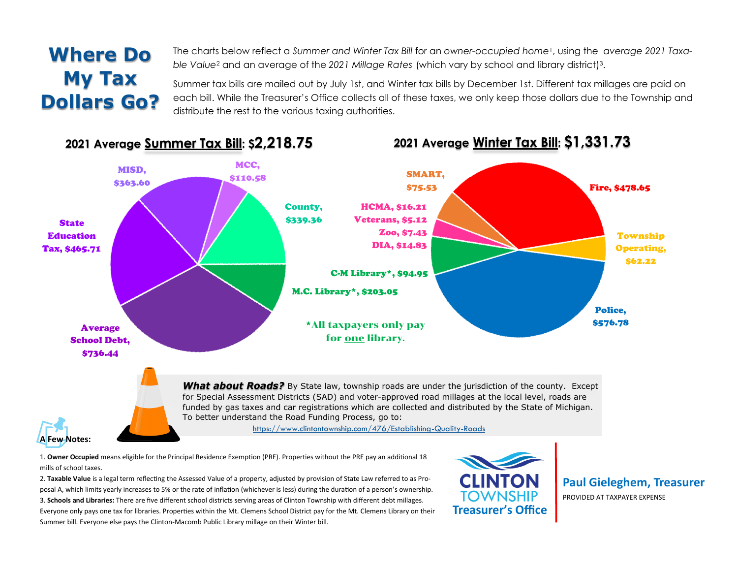# Where Do My Tax Dollars Go?

The charts below reflect a *Summer and Winter Tax Bill* for an *owner-occupied home*[1], using the *average 2021 Taxable Value*[2] and an average of the *2021 Millage Rates* (which vary by school and library district)[3].

Summer tax bills are mailed out by July 1st, and Winter tax bills by December 1st. Different tax millages are paid on each bill. While the Treasurer's Office collects all of these taxes, we only keep those dollars due to the Township and distribute the rest to the various taxing authorities.

## 2021 Average Summer Tax Bill: $2,218.75

MISD, $363.60

MCC, $110.58

County, $339.36

M.C. Library*, $203.05

Average School Debt, $736.44

State Education Tax, $465.71

## 2021 Average Winter Tax Bill: $1,331.73

SMART, $75.53

Fire, $478.65

HCMA, $16.21

Veterans, $5.12

Zoo, $7.43

DIA, $14.83

Township Operating, $62.22

C-M Library*, $94.95

Police, $576.78

*All taxpayers only pay for one library.

***What about Roads?*** By State law, township roads are under the jurisdiction of the county. Except for Special Assessment Districts (SAD) and voter-approved road millages at the local level, roads are funded by gas taxes and car registrations which are collected and distributed by the State of Michigan. To better understand the Road Funding Process, go to:

https://www.clintontownship.com/476/Establishing-Quality-Roads

**A Few Notes:**

1. **Owner Occupied** means eligible for the Principal Residence Exemption (PRE). Properties without the PRE pay an additional 18 mills of school taxes.
2. **Taxable Value** is a legal term reflecting the Assessed Value of a property, adjusted by provision of State Law referred to as Proposal A, which limits yearly increases to 5% or the rate of inflation (whichever is less) during the duration of a person's ownership.
3. **Schools and Libraries:** There are five different school districts serving areas of Clinton Township with different debt millages. Everyone only pays one tax for libraries. Properties within the Mt. Clemens School District pay for the Mt. Clemens Library on their Summer bill. Everyone else pays the Clinton-Macomb Public Library millage on their Winter bill.

CLINTON TOWNSHIP Treasurer's Office

**Paul Gieleghem, Treasurer**

PROVIDED AT TAXPAYER EXPENSE